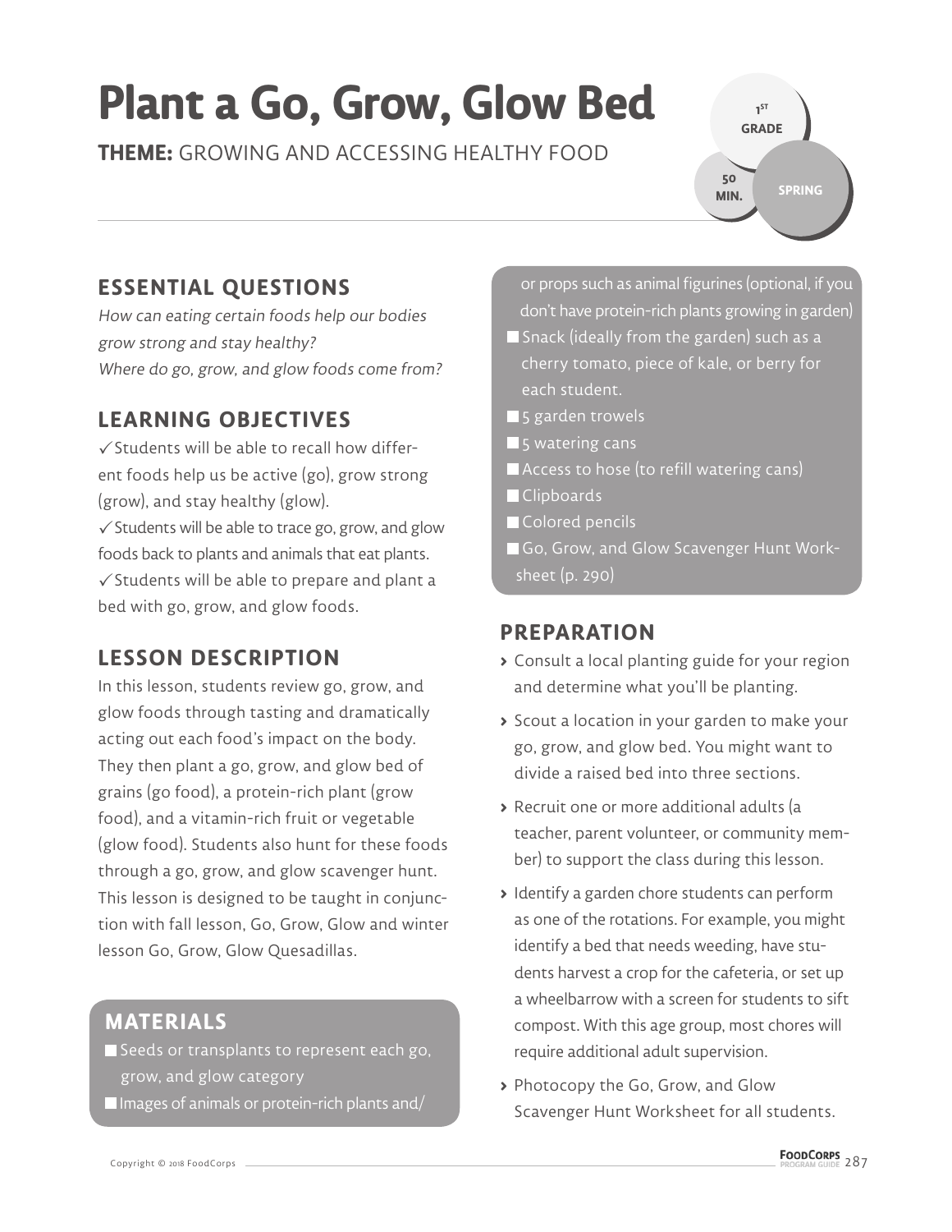# Plant a Go, Grow, Glow Bed

**THEME:** GROWING AND ACCESSING HEALTHY FOOD

1ST GRADE | 50 MIN. | SPRING

## ESSENTIAL QUESTIONS

*How can eating certain foods help our bodies grow strong and stay healthy?*
*Where do go, grow, and glow foods come from?*

## LEARNING OBJECTIVES

✓ Students will be able to recall how different foods help us be active (go), grow strong (grow), and stay healthy (glow).
✓ Students will be able to trace go, grow, and glow foods back to plants and animals that eat plants.
✓ Students will be able to prepare and plant a bed with go, grow, and glow foods.

## LESSON DESCRIPTION

In this lesson, students review go, grow, and glow foods through tasting and dramatically acting out each food's impact on the body. They then plant a go, grow, and glow bed of grains (go food), a protein-rich plant (grow food), and a vitamin-rich fruit or vegetable (glow food). Students also hunt for these foods through a go, grow, and glow scavenger hunt. This lesson is designed to be taught in conjunction with fall lesson, Go, Grow, Glow and winter lesson Go, Grow, Glow Quesadillas.

## MATERIALS

- Seeds or transplants to represent each go, grow, and glow category
- Images of animals or protein-rich plants and/or props such as animal figurines (optional, if you don't have protein-rich plants growing in garden)
- Snack (ideally from the garden) such as a cherry tomato, piece of kale, or berry for each student.
- 5 garden trowels
- 5 watering cans
- Access to hose (to refill watering cans)
- Clipboards
- Colored pencils
- Go, Grow, and Glow Scavenger Hunt Worksheet (p. 290)

## PREPARATION

- Consult a local planting guide for your region and determine what you'll be planting.
- Scout a location in your garden to make your go, grow, and glow bed. You might want to divide a raised bed into three sections.
- Recruit one or more additional adults (a teacher, parent volunteer, or community member) to support the class during this lesson.
- Identify a garden chore students can perform as one of the rotations. For example, you might identify a bed that needs weeding, have students harvest a crop for the cafeteria, or set up a wheelbarrow with a screen for students to sift compost. With this age group, most chores will require additional adult supervision.
- Photocopy the Go, Grow, and Glow Scavenger Hunt Worksheet for all students.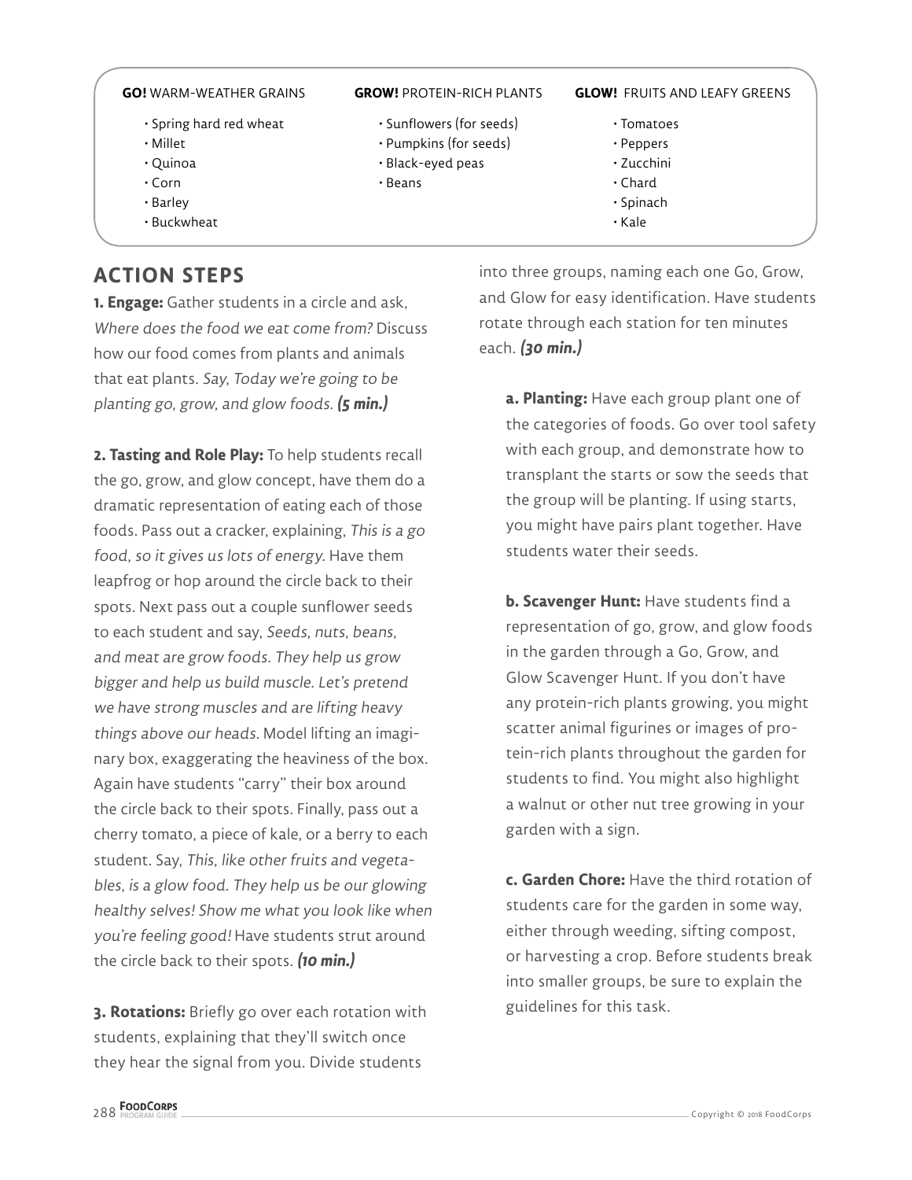| **GO!** WARM-WEATHER GRAINS | **GROW!** PROTEIN-RICH PLANTS | **GLOW!** FRUITS AND LEAFY GREENS |
| --- | --- | --- |
| • Spring hard red wheat<br>• Millet<br>• Quinoa<br>• Corn<br>• Barley<br>• Buckwheat | • Sunflowers (for seeds)<br>• Pumpkins (for seeds)<br>• Black-eyed peas<br>• Beans | • Tomatoes<br>• Peppers<br>• Zucchini<br>• Chard<br>• Spinach<br>• Kale |

## ACTION STEPS

**1. Engage:** Gather students in a circle and ask, *Where does the food we eat come from?* Discuss how our food comes from plants and animals that eat plants. *Say, Today we're going to be planting go, grow, and glow foods.* ***(5 min.)***

**2. Tasting and Role Play:** To help students recall the go, grow, and glow concept, have them do a dramatic representation of eating each of those foods. Pass out a cracker, explaining, *This is a go food, so it gives us lots of energy.* Have them leapfrog or hop around the circle back to their spots. Next pass out a couple sunflower seeds to each student and say, *Seeds, nuts, beans, and meat are grow foods. They help us grow bigger and help us build muscle. Let's pretend we have strong muscles and are lifting heavy things above our heads.* Model lifting an imaginary box, exaggerating the heaviness of the box. Again have students "carry" their box around the circle back to their spots. Finally, pass out a cherry tomato, a piece of kale, or a berry to each student. Say, *This, like other fruits and vegetables, is a glow food. They help us be our glowing healthy selves! Show me what you look like when you're feeling good!* Have students strut around the circle back to their spots. ***(10 min.)***

**3. Rotations:** Briefly go over each rotation with students, explaining that they'll switch once they hear the signal from you. Divide students into three groups, naming each one Go, Grow, and Glow for easy identification. Have students rotate through each station for ten minutes each. ***(30 min.)***

**a. Planting:** Have each group plant one of the categories of foods. Go over tool safety with each group, and demonstrate how to transplant the starts or sow the seeds that the group will be planting. If using starts, you might have pairs plant together. Have students water their seeds.

**b. Scavenger Hunt:** Have students find a representation of go, grow, and glow foods in the garden through a Go, Grow, and Glow Scavenger Hunt. If you don't have any protein-rich plants growing, you might scatter animal figurines or images of protein-rich plants throughout the garden for students to find. You might also highlight a walnut or other nut tree growing in your garden with a sign.

**c. Garden Chore:** Have the third rotation of students care for the garden in some way, either through weeding, sifting compost, or harvesting a crop. Before students break into smaller groups, be sure to explain the guidelines for this task.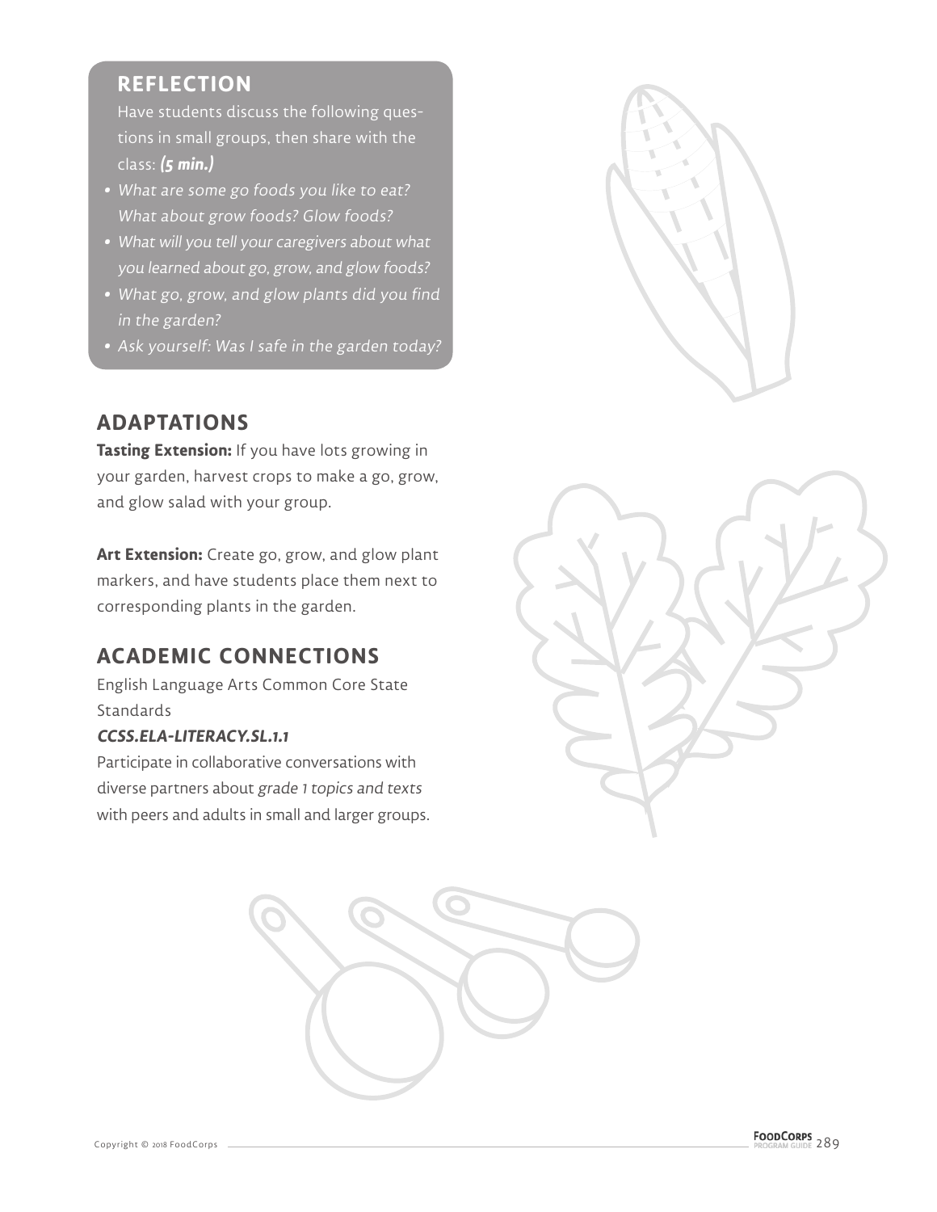## REFLECTION

Have students discuss the following questions in small groups, then share with the class: ***(5 min.)***

- *What are some go foods you like to eat? What about grow foods? Glow foods?*
- *What will you tell your caregivers about what you learned about go, grow, and glow foods?*
- *What go, grow, and glow plants did you find in the garden?*
- *Ask yourself: Was I safe in the garden today?*

## ADAPTATIONS

**Tasting Extension:** If you have lots growing in your garden, harvest crops to make a go, grow, and glow salad with your group.

**Art Extension:** Create go, grow, and glow plant markers, and have students place them next to corresponding plants in the garden.

## ACADEMIC CONNECTIONS

English Language Arts Common Core State Standards

***CCSS.ELA-LITERACY.SL.1.1***

Participate in collaborative conversations with diverse partners about *grade 1 topics and texts* with peers and adults in small and larger groups.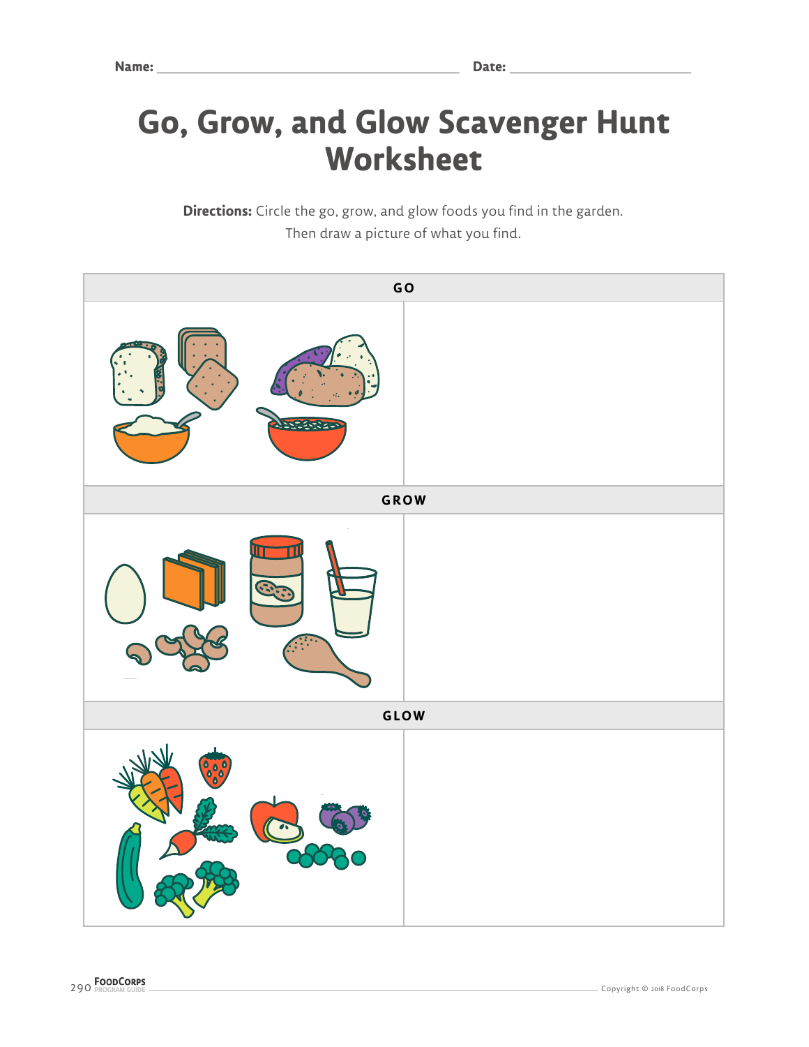Name: ______________________ Date: ______________

# Go, Grow, and Glow Scavenger Hunt Worksheet

**Directions:** Circle the go, grow, and glow foods you find in the garden. Then draw a picture of what you find.

| GO | |
| --- | --- |
| | |

| GROW | |
| --- | --- |
| | |

| GLOW | |
| --- | --- |
| | |

Copyright © 2018 FoodCorps